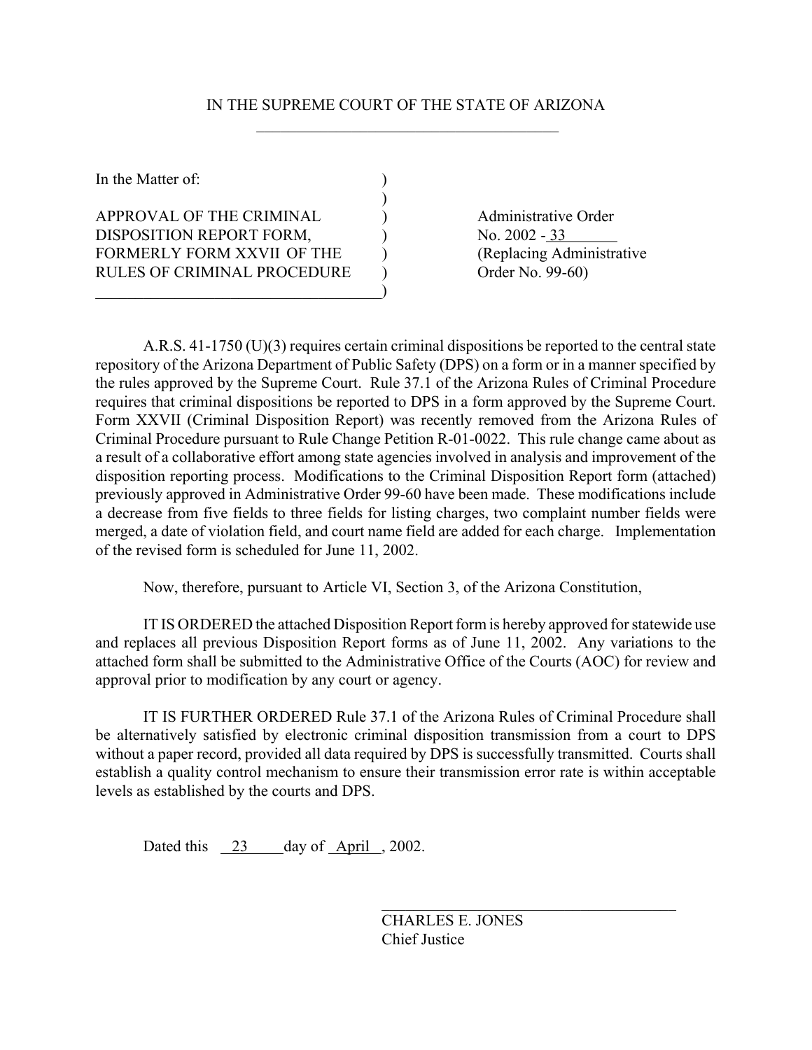IN THE SUPREME COURT OF THE STATE OF ARIZONA

| In the Matter of: | |
|---|---|
| APPROVAL OF THE CRIMINAL DISPOSITION REPORT FORM, FORMERLY FORM XXVII OF THE RULES OF CRIMINAL PROCEDURE | Administrative Order No. 2002 - 33 (Replacing Administrative Order No. 99-60) |

A.R.S. 41-1750 (U)(3) requires certain criminal dispositions be reported to the central state repository of the Arizona Department of Public Safety (DPS) on a form or in a manner specified by the rules approved by the Supreme Court. Rule 37.1 of the Arizona Rules of Criminal Procedure requires that criminal dispositions be reported to DPS in a form approved by the Supreme Court. Form XXVII (Criminal Disposition Report) was recently removed from the Arizona Rules of Criminal Procedure pursuant to Rule Change Petition R-01-0022. This rule change came about as a result of a collaborative effort among state agencies involved in analysis and improvement of the disposition reporting process. Modifications to the Criminal Disposition Report form (attached) previously approved in Administrative Order 99-60 have been made. These modifications include a decrease from five fields to three fields for listing charges, two complaint number fields were merged, a date of violation field, and court name field are added for each charge. Implementation of the revised form is scheduled for June 11, 2002.

Now, therefore, pursuant to Article VI, Section 3, of the Arizona Constitution,

IT IS ORDERED the attached Disposition Report form is hereby approved for statewide use and replaces all previous Disposition Report forms as of June 11, 2002. Any variations to the attached form shall be submitted to the Administrative Office of the Courts (AOC) for review and approval prior to modification by any court or agency.

IT IS FURTHER ORDERED Rule 37.1 of the Arizona Rules of Criminal Procedure shall be alternatively satisfied by electronic criminal disposition transmission from a court to DPS without a paper record, provided all data required by DPS is successfully transmitted. Courts shall establish a quality control mechanism to ensure their transmission error rate is within acceptable levels as established by the courts and DPS.

Dated this 23 day of April, 2002.

CHARLES E. JONES
Chief Justice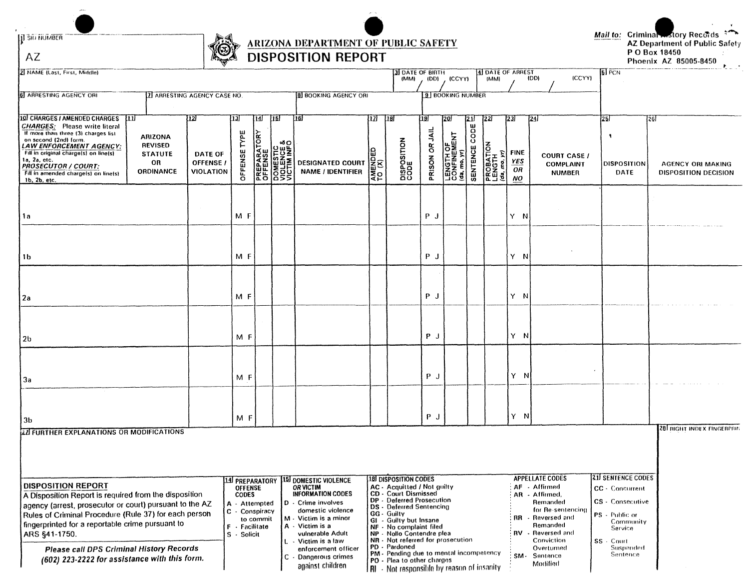1 SID NUMBER

AZ

# ARIZONA DEPARTMENT OF PUBLIC SAFETY
## DISPOSITION REPORT

*Mail to:* Criminal History Records
AZ Department of Public Safety
P O Box 18450
Phoenix AZ 85005-8450

| 2 NAME (Last, First, Middle) | 3 DATE OF BIRTH (MM) / (DD) / (CCYY) | 4 DATE OF ARREST (MM) / (DD) / (CCYY) | 5 PCN |
|---|---|---|---|
| | / / | / / | |

| 6 ARRESTING AGENCY ORI | 7 ARRESTING AGENCY CASE NO. | 8 BOOKING AGENCY ORI | 9 BOOKING NUMBER |
|---|---|---|---|
| | | | |

| 10 CHARGES / AMENDED CHARGES | 11 ARIZONA REVISED STATUTE OR ORDINANCE | 12 DATE OF OFFENSE / VIOLATION | 13 OFFENSE TYPE | 14 PREPARATORY OFFENSE | 15 DOMESTIC VIOLENCE & VICTIM INFO | 16 DESIGNATED COURT NAME / IDENTIFIER | 17 AMENDED TO (X) | 18 DISPOSITION CODE | 19 PRISON OR JAIL | 20 LENGTH OF CONFINEMENT (da, mo, yr) | 21 SENTENCE CODE | 22 PROBATION LENGTH (da, mo, yr) | 23 FINE YES OR NO | 24 COURT CASE / COMPLAINT NUMBER | 25 DISPOSITION DATE | 26 AGENCY ORI MAKING DISPOSITION DECISION |
|---|---|---|---|---|---|---|---|---|---|---|---|---|---|---|---|---|
| 1a | | | M F | | | | | | P J | | | | Y N | | | |
| 1b | | | M F | | | | | | P J | | | | Y N | | | |
| 2a | | | M F | | | | | | P J | | | | Y N | | | |
| 2b | | | M F | | | | | | P J | | | | Y N | | | |
| 3a | | | M F | | | | | | P J | | | | Y N | | | |
| 3b | | | M F | | | | | | P J | | | | Y N | | | |

10 instructions:
**CHARGES:** Please write literal. If more than three (3) charges list on second (2nd) form.
***LAW ENFORCEMENT AGENCY:*** Fill in original charge(s) on line(s) 1a, 2a, etc.
***PROSECUTOR / COURT:*** Fill in amended charge(s) on line(s) 1b, 2b, etc.

27 FURTHER EXPLANATIONS OR MODIFICATIONS

28 RIGHT INDEX FINGERPRINT

**DISPOSITION REPORT**
A Disposition Report is required from the disposition agency (arrest, prosecutor or court) pursuant to the AZ Rules of Criminal Procedure (Rule 37) for each person fingerprinted for a reportable crime pursuant to ARS §41-1750.

***Please call DPS Criminal History Records (602) 223-2222 for assistance with this form.***

**14 PREPARATORY OFFENSE CODES**
- A - Attempted
- C - Conspiracy to commit
- F - Facilitate
- S - Solicit

**15 DOMESTIC VIOLENCE *OR* VICTIM INFORMATION CODES**
- D - Crime involves domestic violence
- M - Victim is a minor
- A - Victim is a vulnerable Adult
- L - Victim is a law enforcement officer
- C - Dangerous crimes against children

**18 DISPOSITION CODES**
- AC - Acquitted / Not guilty
- CD - Court Dismissed
- DP - Deferred Prosecution
- DS - Deferred Sentencing
- GG - Guilty
- GI - Guilty but Insane
- NF - No complaint filed
- NP - Nollo Contendre plea
- NR - Not referred for prosecution
- PD - Pardoned
- PM - Pending due to mental incompetency
- PO - Plea to other charges
- RI - Not responsible by reason of insanity

**APPELLATE CODES**
- AF - Affirmed
- AR - Affirmed, Remanded for Re-sentencing
- RR - Reversed and Remanded
- RV - Reversed and Conviction Overturned
- SM - Sentence Modified

**21 SENTENCE CODES**
- CC - Concurrent
- CS - Consecutive
- PS - Public or Community Service
- SS - Court Suspended Sentence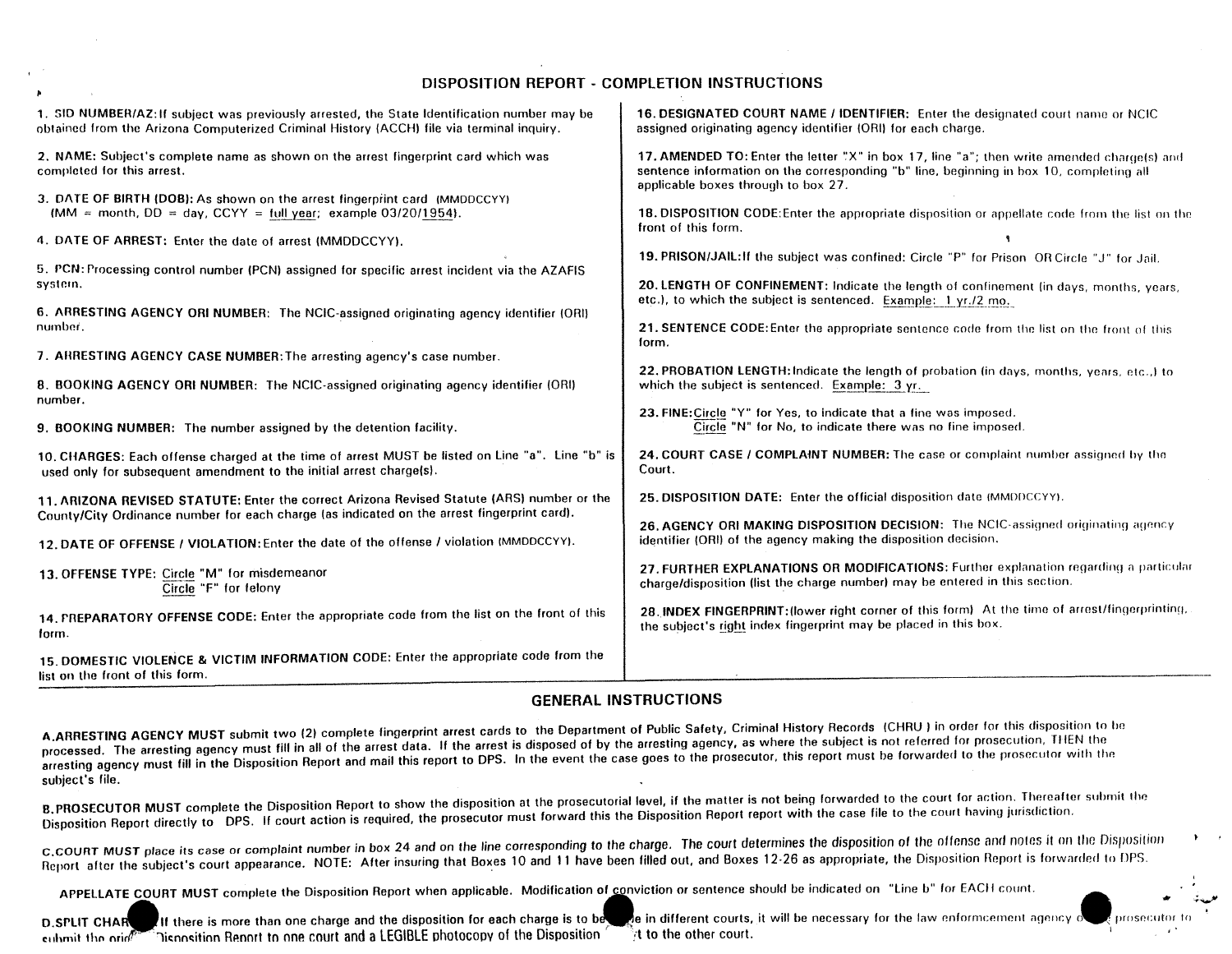# DISPOSITION REPORT - COMPLETION INSTRUCTIONS

1. **SID NUMBER/AZ:** If subject was previously arrested, the State Identification number may be obtained from the Arizona Computerized Criminal History (ACCH) file via terminal inquiry.

2. **NAME:** Subject's complete name as shown on the arrest fingerprint card which was completed for this arrest.

3. **DATE OF BIRTH (DOB):** As shown on the arrest fingerprint card (MMDDCCYY) (MM = month, DD = day, CCYY = full year; example 03/20/1954).

4. **DATE OF ARREST:** Enter the date of arrest (MMDDCCYY).

5. **PCN:** Processing control number (PCN) assigned for specific arrest incident via the AZAFIS system.

6. **ARRESTING AGENCY ORI NUMBER:** The NCIC-assigned originating agency identifier (ORI) number.

7. **ARRESTING AGENCY CASE NUMBER:** The arresting agency's case number.

8. **BOOKING AGENCY ORI NUMBER:** The NCIC-assigned originating agency identifier (ORI) number.

9. **BOOKING NUMBER:** The number assigned by the detention facility.

10. **CHARGES:** Each offense charged at the time of arrest MUST be listed on Line "a". Line "b" is used only for subsequent amendment to the initial arrest charge(s).

11. **ARIZONA REVISED STATUTE:** Enter the correct Arizona Revised Statute (ARS) number or the County/City Ordinance number for each charge (as indicated on the arrest fingerprint card).

12. **DATE OF OFFENSE / VIOLATION:** Enter the date of the offense / violation (MMDDCCYY).

13. **OFFENSE TYPE:** Circle "M" for misdemeanor
    Circle "F" for felony

14. **PREPARATORY OFFENSE CODE:** Enter the appropriate code from the list on the front of this form.

15. **DOMESTIC VIOLENCE & VICTIM INFORMATION CODE:** Enter the appropriate code from the list on the front of this form.

16. **DESIGNATED COURT NAME / IDENTIFIER:** Enter the designated court name or NCIC assigned originating agency identifier (ORI) for each charge.

17. **AMENDED TO:** Enter the letter "X" in box 17, line "a"; then write amended charge(s) and sentence information on the corresponding "b" line, beginning in box 10, completing all applicable boxes through to box 27.

18. **DISPOSITION CODE:** Enter the appropriate disposition or appellate code from the list on the front of this form.

19. **PRISON/JAIL:** If the subject was confined: Circle "P" for Prison OR Circle "J" for Jail.

20. **LENGTH OF CONFINEMENT:** Indicate the length of confinement (in days, months, years, etc.), to which the subject is sentenced. Example: 1 yr./2 mo.

21. **SENTENCE CODE:** Enter the appropriate sentence code from the list on the front of this form.

22. **PROBATION LENGTH:** Indicate the length of probation (in days, months, years, etc.) to which the subject is sentenced. Example: 3 yr.

23. **FINE:** Circle "Y" for Yes, to indicate that a fine was imposed.
    Circle "N" for No, to indicate there was no fine imposed.

24. **COURT CASE / COMPLAINT NUMBER:** The case or complaint number assigned by the Court.

25. **DISPOSITION DATE:** Enter the official disposition date (MMDDCCYY).

26. **AGENCY ORI MAKING DISPOSITION DECISION:** The NCIC-assigned originating agency identifier (ORI) of the agency making the disposition decision.

27. **FURTHER EXPLANATIONS OR MODIFICATIONS:** Further explanation regarding a particular charge/disposition (list the charge number) may be entered in this section.

28. **INDEX FINGERPRINT:** (lower right corner of this form) At the time of arrest/fingerprinting, the subject's right index fingerprint may be placed in this box.

## GENERAL INSTRUCTIONS

**A. ARRESTING AGENCY MUST** submit two (2) complete fingerprint arrest cards to the Department of Public Safety, Criminal History Records (CHRU) in order for this disposition to be processed. The arresting agency must fill in all of the arrest data. If the arrest is disposed of by the arresting agency, as where the subject is not referred for prosecution, THEN the arresting agency must fill in the Disposition Report and mail this report to DPS. In the event the case goes to the prosecutor, this report must be forwarded to the prosecutor with the subject's file.

**B. PROSECUTOR MUST** complete the Disposition Report to show the disposition at the prosecutorial level, if the matter is not being forwarded to the court for action. Thereafter submit the Disposition Report directly to DPS. If court action is required, the prosecutor must forward this the Disposition Report report with the case file to the court having jurisdiction.

**C. COURT MUST** *place its case or complaint number in box 24 and on the line corresponding to the charge.* The court determines the disposition of the offense and notes it on the Disposition Report after the subject's court appearance. NOTE: After insuring that Boxes 10 and 11 have been filled out, and Boxes 12-26 as appropriate, the Disposition Report is forwarded to DPS.

**APPELLATE COURT MUST** complete the Disposition Report when applicable. Modification of conviction or sentence should be indicated on "Line b" for EACH count.

**D. SPLIT CHAR**[GES]: If there is more than one charge and the disposition for each charge is to be [mad]e in different courts, it will be necessary for the law enforcement agency o[r] prosecutor to submit the orig[inal] Disposition Report to one court and a LEGIBLE photocopy of the Disposition [Repor]t to the other court.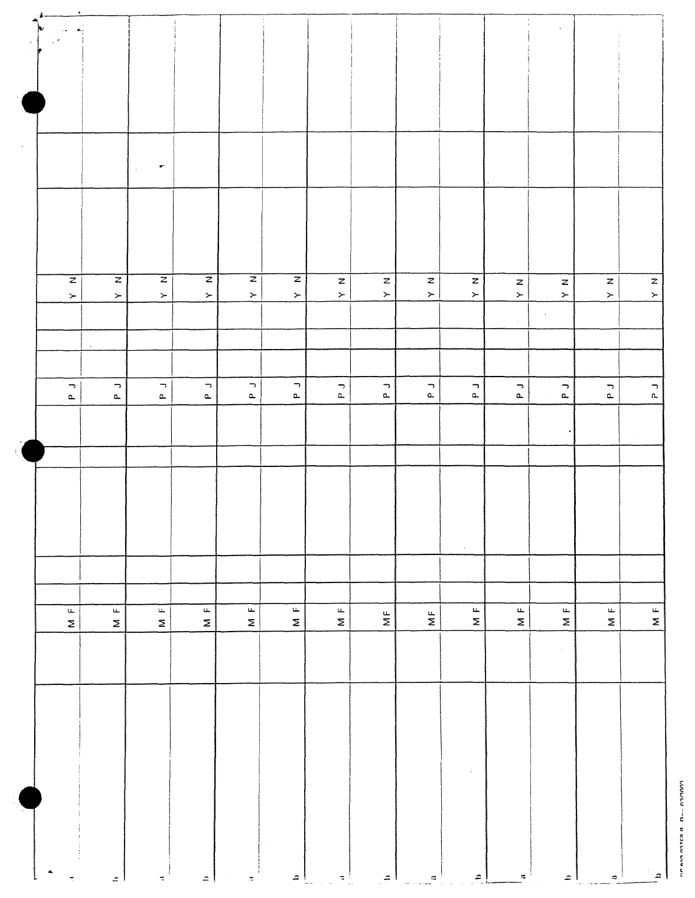| | | | | | | | | | | | | | | | | |
|---|---|---|---|---|---|---|---|---|---|---|---|---|---|---|---|---|
| a | | | M F | | | | | | P J | | | | Y N | | | |
| b | | | M F | | | | | | P J | | | | Y N | | | |
| a | | | M F | | | | | | P J | | | | Y N | | | |
| b | | | M F | | | | | | P J | | | | Y N | | | |
| a | | | M F | | | | | | P J | | | | Y N | | | |
| b | | | M F | | | | | | P J | | | | Y N | | | |
| a | | | M F | | | | | | P J | | | | Y N | | | |
| b | | | M F | | | | | | P J | | | | Y N | | | |
| a | | | M F | | | | | | P J | | | | Y N | | | |
| b | | | M F | | | | | | P J | | | | Y N | | | |
| a | | | M F | | | | | | P J | | | | Y N | | | |
| b | | | M F | | | | | | P J | | | | Y N | | | |
| a | | | M F | | | | | | P J | | | | Y N | | | |
| b | | | M F | | | | | | P J | | | | Y N | | | |